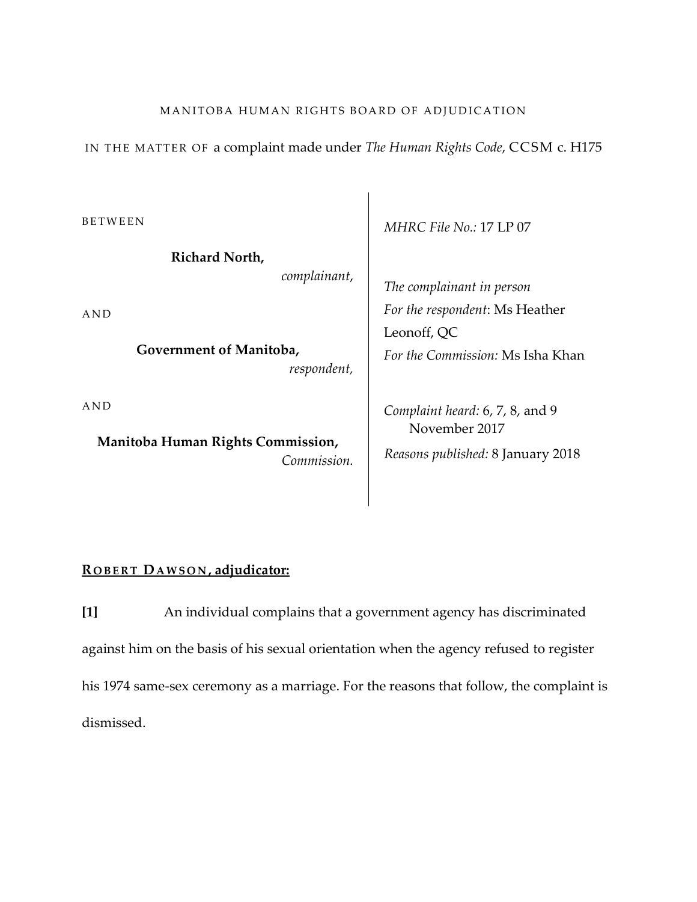MANITOBA HUMAN RIGHTS BOARD OF ADJUDICATION

IN THE MATTER OF a complaint made under *The Human Rights Code*, CCSM c. H175

| BETWEEN | *MHRC File No.:* 17 LP 07 |
|---|---|
| **Richard North,** *complainant,* | *The complainant in person* |
| AND | *For the respondent*: Ms Heather Leonoff, QC |
| **Government of Manitoba,** *respondent,* | *For the Commission:* Ms Isha Khan |
| AND | *Complaint heard:* 6, 7, 8, and 9 November 2017 |
| **Manitoba Human Rights Commission,** *Commission.* | *Reasons published:* 8 January 2018 |

**ROBERT DAWSON, adjudicator:**

**[1]** An individual complains that a government agency has discriminated against him on the basis of his sexual orientation when the agency refused to register his 1974 same-sex ceremony as a marriage. For the reasons that follow, the complaint is dismissed.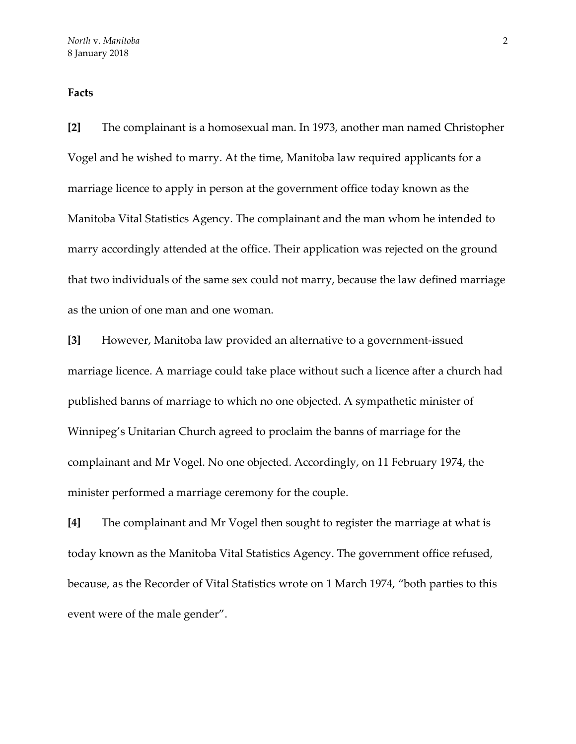**Facts**

**[2]** The complainant is a homosexual man. In 1973, another man named Christopher Vogel and he wished to marry. At the time, Manitoba law required applicants for a marriage licence to apply in person at the government office today known as the Manitoba Vital Statistics Agency. The complainant and the man whom he intended to marry accordingly attended at the office. Their application was rejected on the ground that two individuals of the same sex could not marry, because the law defined marriage as the union of one man and one woman.

**[3]** However, Manitoba law provided an alternative to a government-issued marriage licence. A marriage could take place without such a licence after a church had published banns of marriage to which no one objected. A sympathetic minister of Winnipeg's Unitarian Church agreed to proclaim the banns of marriage for the complainant and Mr Vogel. No one objected. Accordingly, on 11 February 1974, the minister performed a marriage ceremony for the couple.

**[4]** The complainant and Mr Vogel then sought to register the marriage at what is today known as the Manitoba Vital Statistics Agency. The government office refused, because, as the Recorder of Vital Statistics wrote on 1 March 1974, "both parties to this event were of the male gender".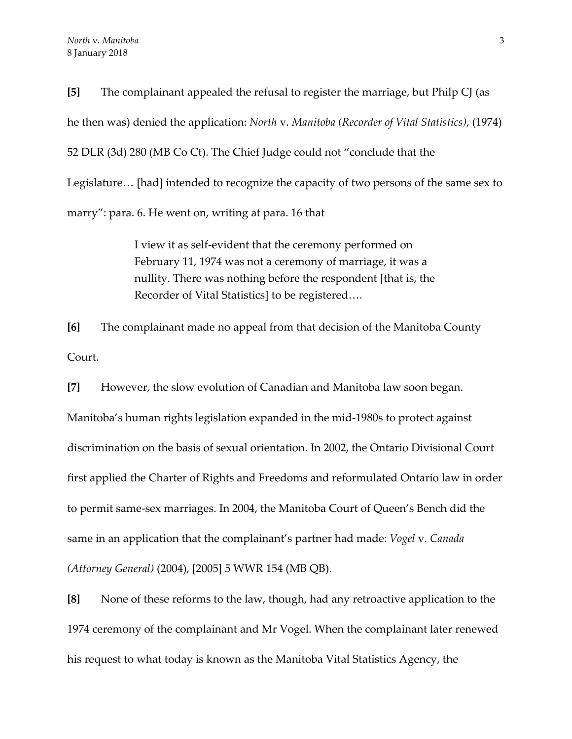**[5]** The complainant appealed the refusal to register the marriage, but Philp CJ (as he then was) denied the application: *North* v. *Manitoba (Recorder of Vital Statistics)*, (1974) 52 DLR (3d) 280 (MB Co Ct). The Chief Judge could not "conclude that the Legislature… [had] intended to recognize the capacity of two persons of the same sex to marry": para. 6. He went on, writing at para. 16 that

> I view it as self-evident that the ceremony performed on February 11, 1974 was not a ceremony of marriage, it was a nullity. There was nothing before the respondent [that is, the Recorder of Vital Statistics] to be registered….

**[6]** The complainant made no appeal from that decision of the Manitoba County Court.

**[7]** However, the slow evolution of Canadian and Manitoba law soon began. Manitoba's human rights legislation expanded in the mid-1980s to protect against discrimination on the basis of sexual orientation. In 2002, the Ontario Divisional Court first applied the Charter of Rights and Freedoms and reformulated Ontario law in order to permit same-sex marriages. In 2004, the Manitoba Court of Queen's Bench did the same in an application that the complainant's partner had made: *Vogel* v. *Canada (Attorney General)* (2004), [2005] 5 WWR 154 (MB QB).

**[8]** None of these reforms to the law, though, had any retroactive application to the 1974 ceremony of the complainant and Mr Vogel. When the complainant later renewed his request to what today is known as the Manitoba Vital Statistics Agency, the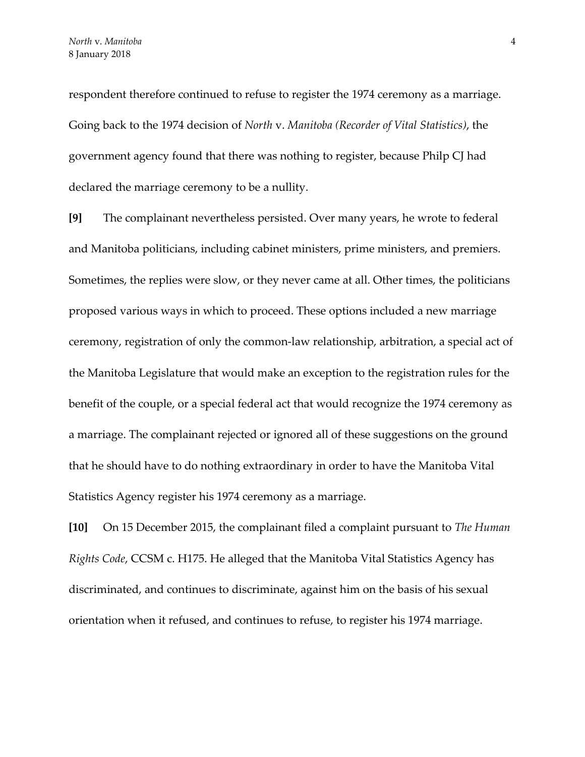respondent therefore continued to refuse to register the 1974 ceremony as a marriage. Going back to the 1974 decision of *North* v. *Manitoba (Recorder of Vital Statistics)*, the government agency found that there was nothing to register, because Philp CJ had declared the marriage ceremony to be a nullity.

**[9]** The complainant nevertheless persisted. Over many years, he wrote to federal and Manitoba politicians, including cabinet ministers, prime ministers, and premiers. Sometimes, the replies were slow, or they never came at all. Other times, the politicians proposed various ways in which to proceed. These options included a new marriage ceremony, registration of only the common-law relationship, arbitration, a special act of the Manitoba Legislature that would make an exception to the registration rules for the benefit of the couple, or a special federal act that would recognize the 1974 ceremony as a marriage. The complainant rejected or ignored all of these suggestions on the ground that he should have to do nothing extraordinary in order to have the Manitoba Vital Statistics Agency register his 1974 ceremony as a marriage.

**[10]** On 15 December 2015, the complainant filed a complaint pursuant to *The Human Rights Code*, CCSM c. H175. He alleged that the Manitoba Vital Statistics Agency has discriminated, and continues to discriminate, against him on the basis of his sexual orientation when it refused, and continues to refuse, to register his 1974 marriage.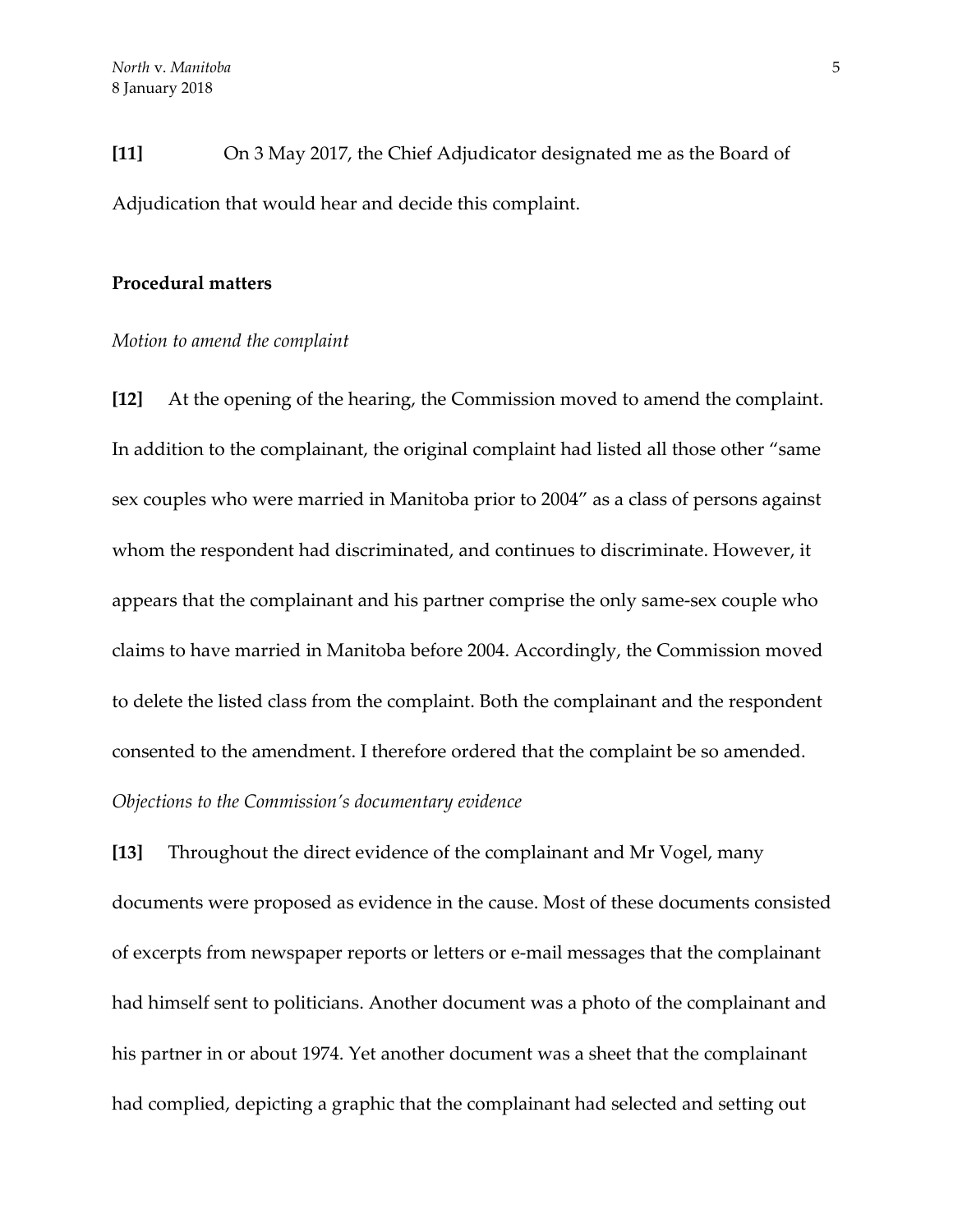**[11]** On 3 May 2017, the Chief Adjudicator designated me as the Board of Adjudication that would hear and decide this complaint.

**Procedural matters**

*Motion to amend the complaint*

**[12]** At the opening of the hearing, the Commission moved to amend the complaint. In addition to the complainant, the original complaint had listed all those other "same sex couples who were married in Manitoba prior to 2004" as a class of persons against whom the respondent had discriminated, and continues to discriminate. However, it appears that the complainant and his partner comprise the only same-sex couple who claims to have married in Manitoba before 2004. Accordingly, the Commission moved to delete the listed class from the complaint. Both the complainant and the respondent consented to the amendment. I therefore ordered that the complaint be so amended.

*Objections to the Commission's documentary evidence*

**[13]** Throughout the direct evidence of the complainant and Mr Vogel, many documents were proposed as evidence in the cause. Most of these documents consisted of excerpts from newspaper reports or letters or e-mail messages that the complainant had himself sent to politicians. Another document was a photo of the complainant and his partner in or about 1974. Yet another document was a sheet that the complainant had complied, depicting a graphic that the complainant had selected and setting out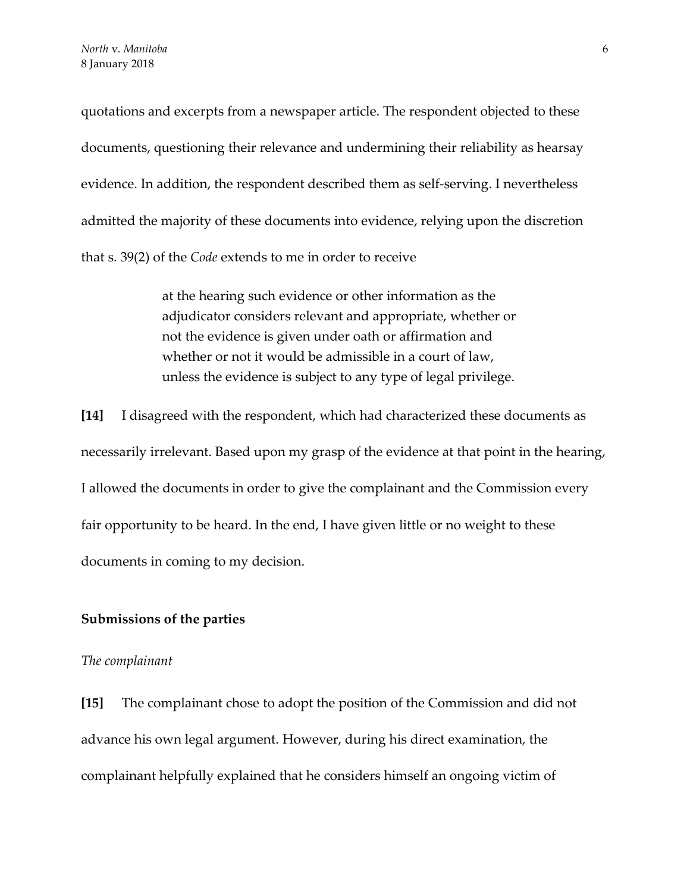quotations and excerpts from a newspaper article. The respondent objected to these documents, questioning their relevance and undermining their reliability as hearsay evidence. In addition, the respondent described them as self-serving. I nevertheless admitted the majority of these documents into evidence, relying upon the discretion that s. 39(2) of the *Code* extends to me in order to receive

> at the hearing such evidence or other information as the adjudicator considers relevant and appropriate, whether or not the evidence is given under oath or affirmation and whether or not it would be admissible in a court of law, unless the evidence is subject to any type of legal privilege.

**[14]** I disagreed with the respondent, which had characterized these documents as necessarily irrelevant. Based upon my grasp of the evidence at that point in the hearing, I allowed the documents in order to give the complainant and the Commission every fair opportunity to be heard. In the end, I have given little or no weight to these documents in coming to my decision.

**Submissions of the parties**

*The complainant*

**[15]** The complainant chose to adopt the position of the Commission and did not advance his own legal argument. However, during his direct examination, the complainant helpfully explained that he considers himself an ongoing victim of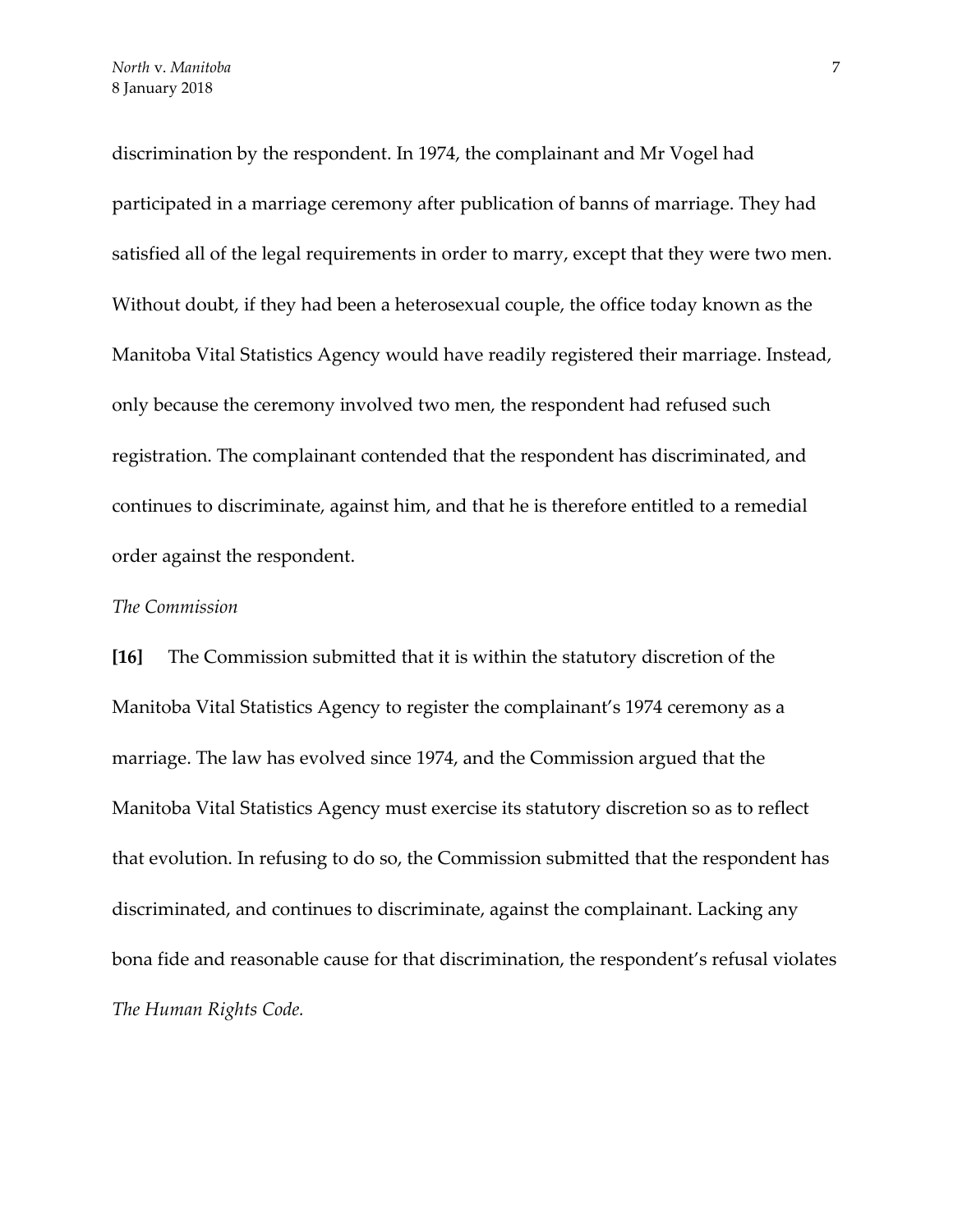discrimination by the respondent. In 1974, the complainant and Mr Vogel had participated in a marriage ceremony after publication of banns of marriage. They had satisfied all of the legal requirements in order to marry, except that they were two men. Without doubt, if they had been a heterosexual couple, the office today known as the Manitoba Vital Statistics Agency would have readily registered their marriage. Instead, only because the ceremony involved two men, the respondent had refused such registration. The complainant contended that the respondent has discriminated, and continues to discriminate, against him, and that he is therefore entitled to a remedial order against the respondent.

*The Commission*

**[16]** The Commission submitted that it is within the statutory discretion of the Manitoba Vital Statistics Agency to register the complainant's 1974 ceremony as a marriage. The law has evolved since 1974, and the Commission argued that the Manitoba Vital Statistics Agency must exercise its statutory discretion so as to reflect that evolution. In refusing to do so, the Commission submitted that the respondent has discriminated, and continues to discriminate, against the complainant. Lacking any bona fide and reasonable cause for that discrimination, the respondent's refusal violates *The Human Rights Code.*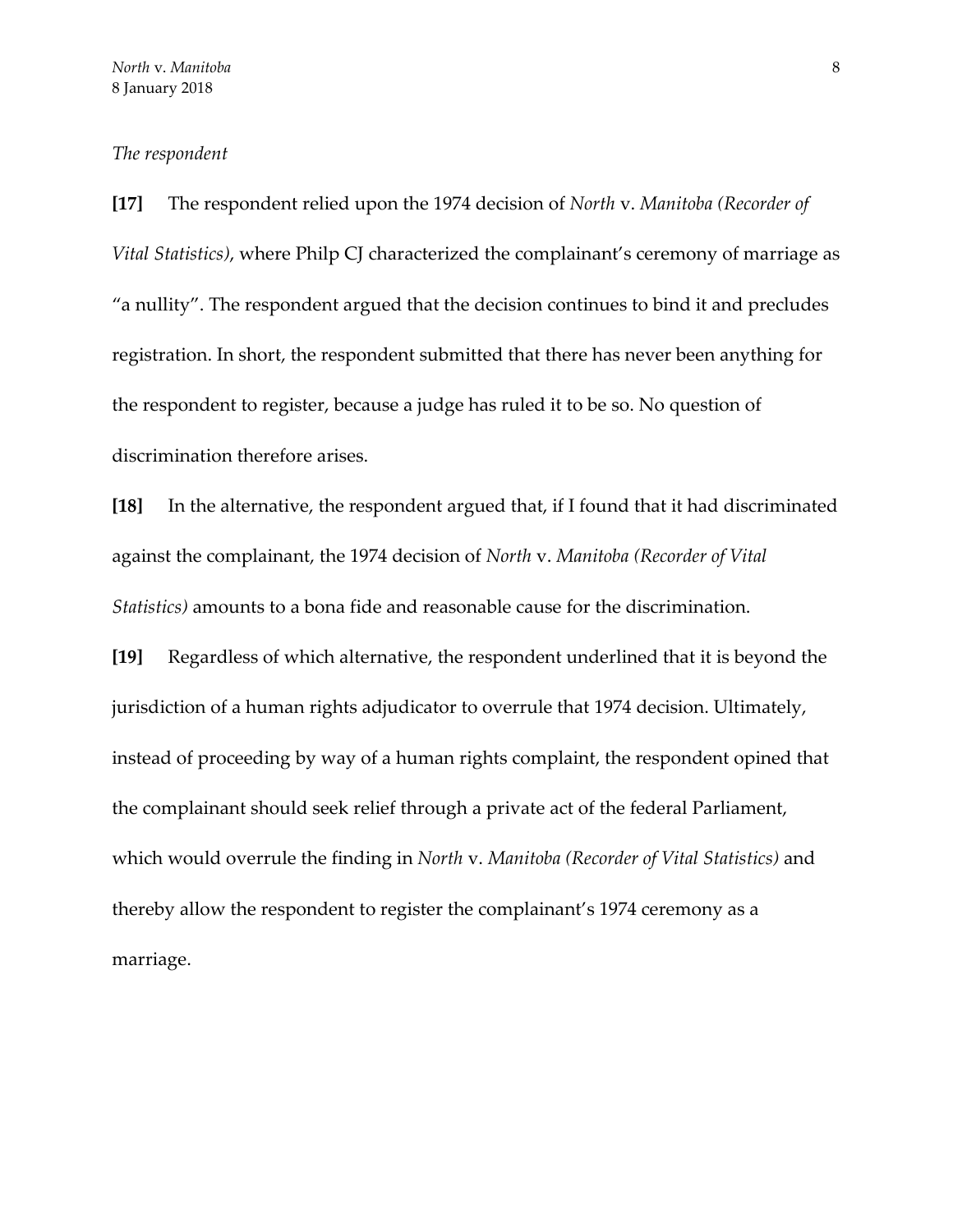*The respondent*

**[17]** The respondent relied upon the 1974 decision of *North* v. *Manitoba (Recorder of Vital Statistics)*, where Philp CJ characterized the complainant's ceremony of marriage as "a nullity". The respondent argued that the decision continues to bind it and precludes registration. In short, the respondent submitted that there has never been anything for the respondent to register, because a judge has ruled it to be so. No question of discrimination therefore arises.

**[18]** In the alternative, the respondent argued that, if I found that it had discriminated against the complainant, the 1974 decision of *North* v. *Manitoba (Recorder of Vital Statistics)* amounts to a bona fide and reasonable cause for the discrimination.

**[19]** Regardless of which alternative, the respondent underlined that it is beyond the jurisdiction of a human rights adjudicator to overrule that 1974 decision. Ultimately, instead of proceeding by way of a human rights complaint, the respondent opined that the complainant should seek relief through a private act of the federal Parliament, which would overrule the finding in *North* v. *Manitoba (Recorder of Vital Statistics)* and thereby allow the respondent to register the complainant's 1974 ceremony as a marriage.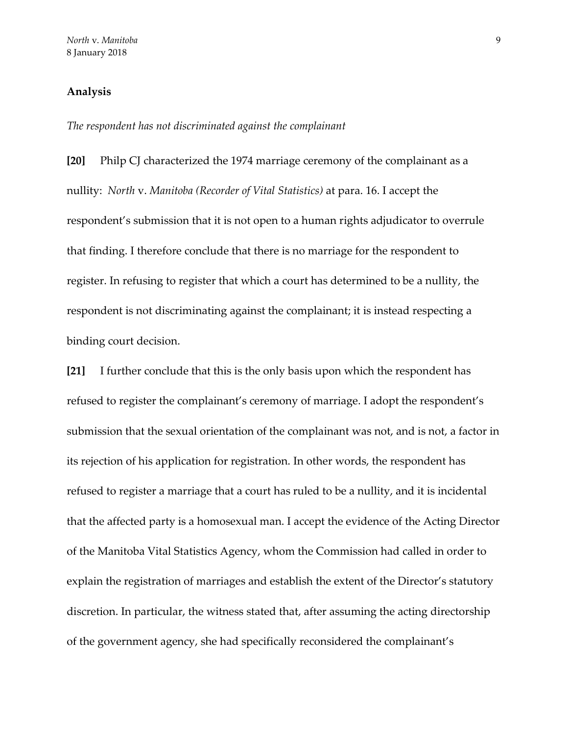## Analysis

*The respondent has not discriminated against the complainant*

**[20]** Philp CJ characterized the 1974 marriage ceremony of the complainant as a nullity: *North* v. *Manitoba (Recorder of Vital Statistics)* at para. 16. I accept the respondent's submission that it is not open to a human rights adjudicator to overrule that finding. I therefore conclude that there is no marriage for the respondent to register. In refusing to register that which a court has determined to be a nullity, the respondent is not discriminating against the complainant; it is instead respecting a binding court decision.

**[21]** I further conclude that this is the only basis upon which the respondent has refused to register the complainant's ceremony of marriage. I adopt the respondent's submission that the sexual orientation of the complainant was not, and is not, a factor in its rejection of his application for registration. In other words, the respondent has refused to register a marriage that a court has ruled to be a nullity, and it is incidental that the affected party is a homosexual man. I accept the evidence of the Acting Director of the Manitoba Vital Statistics Agency, whom the Commission had called in order to explain the registration of marriages and establish the extent of the Director's statutory discretion. In particular, the witness stated that, after assuming the acting directorship of the government agency, she had specifically reconsidered the complainant's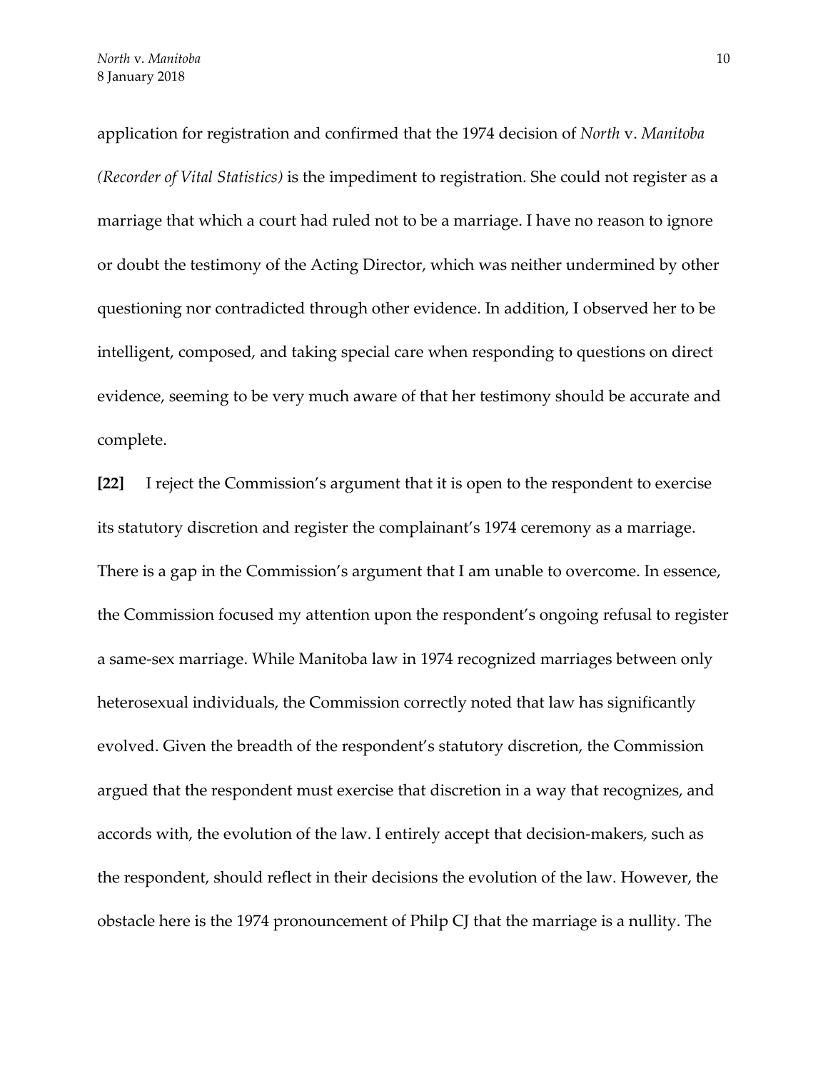application for registration and confirmed that the 1974 decision of *North* v. *Manitoba (Recorder of Vital Statistics)* is the impediment to registration. She could not register as a marriage that which a court had ruled not to be a marriage. I have no reason to ignore or doubt the testimony of the Acting Director, which was neither undermined by other questioning nor contradicted through other evidence. In addition, I observed her to be intelligent, composed, and taking special care when responding to questions on direct evidence, seeming to be very much aware of that her testimony should be accurate and complete.

**[22]** I reject the Commission's argument that it is open to the respondent to exercise its statutory discretion and register the complainant's 1974 ceremony as a marriage. There is a gap in the Commission's argument that I am unable to overcome. In essence, the Commission focused my attention upon the respondent's ongoing refusal to register a same-sex marriage. While Manitoba law in 1974 recognized marriages between only heterosexual individuals, the Commission correctly noted that law has significantly evolved. Given the breadth of the respondent's statutory discretion, the Commission argued that the respondent must exercise that discretion in a way that recognizes, and accords with, the evolution of the law. I entirely accept that decision-makers, such as the respondent, should reflect in their decisions the evolution of the law. However, the obstacle here is the 1974 pronouncement of Philp CJ that the marriage is a nullity. The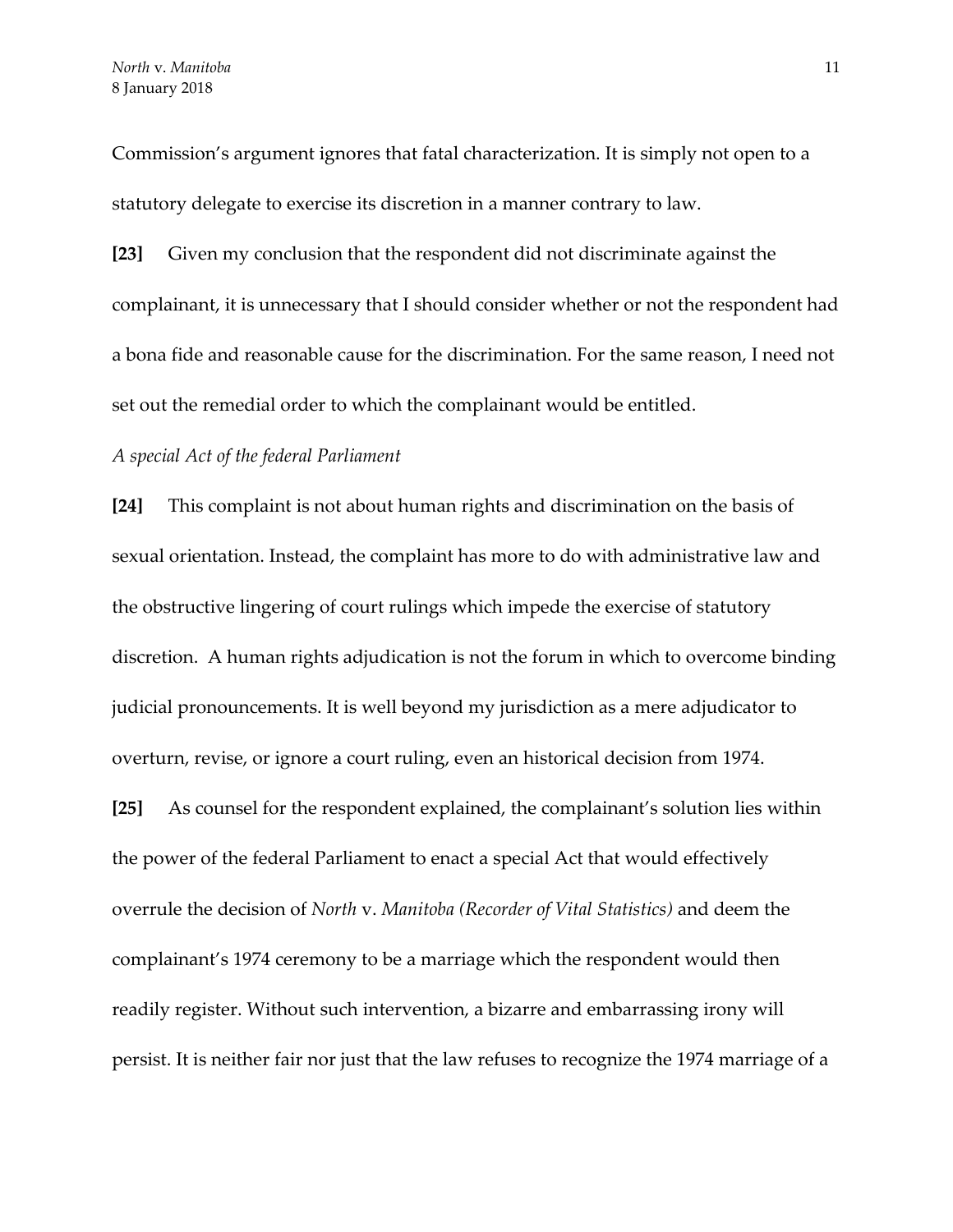Commission's argument ignores that fatal characterization. It is simply not open to a statutory delegate to exercise its discretion in a manner contrary to law.

**[23]** Given my conclusion that the respondent did not discriminate against the complainant, it is unnecessary that I should consider whether or not the respondent had a bona fide and reasonable cause for the discrimination. For the same reason, I need not set out the remedial order to which the complainant would be entitled.

*A special Act of the federal Parliament*

**[24]** This complaint is not about human rights and discrimination on the basis of sexual orientation. Instead, the complaint has more to do with administrative law and the obstructive lingering of court rulings which impede the exercise of statutory discretion. A human rights adjudication is not the forum in which to overcome binding judicial pronouncements. It is well beyond my jurisdiction as a mere adjudicator to overturn, revise, or ignore a court ruling, even an historical decision from 1974.

**[25]** As counsel for the respondent explained, the complainant's solution lies within the power of the federal Parliament to enact a special Act that would effectively overrule the decision of *North* v. *Manitoba (Recorder of Vital Statistics)* and deem the complainant's 1974 ceremony to be a marriage which the respondent would then readily register. Without such intervention, a bizarre and embarrassing irony will persist. It is neither fair nor just that the law refuses to recognize the 1974 marriage of a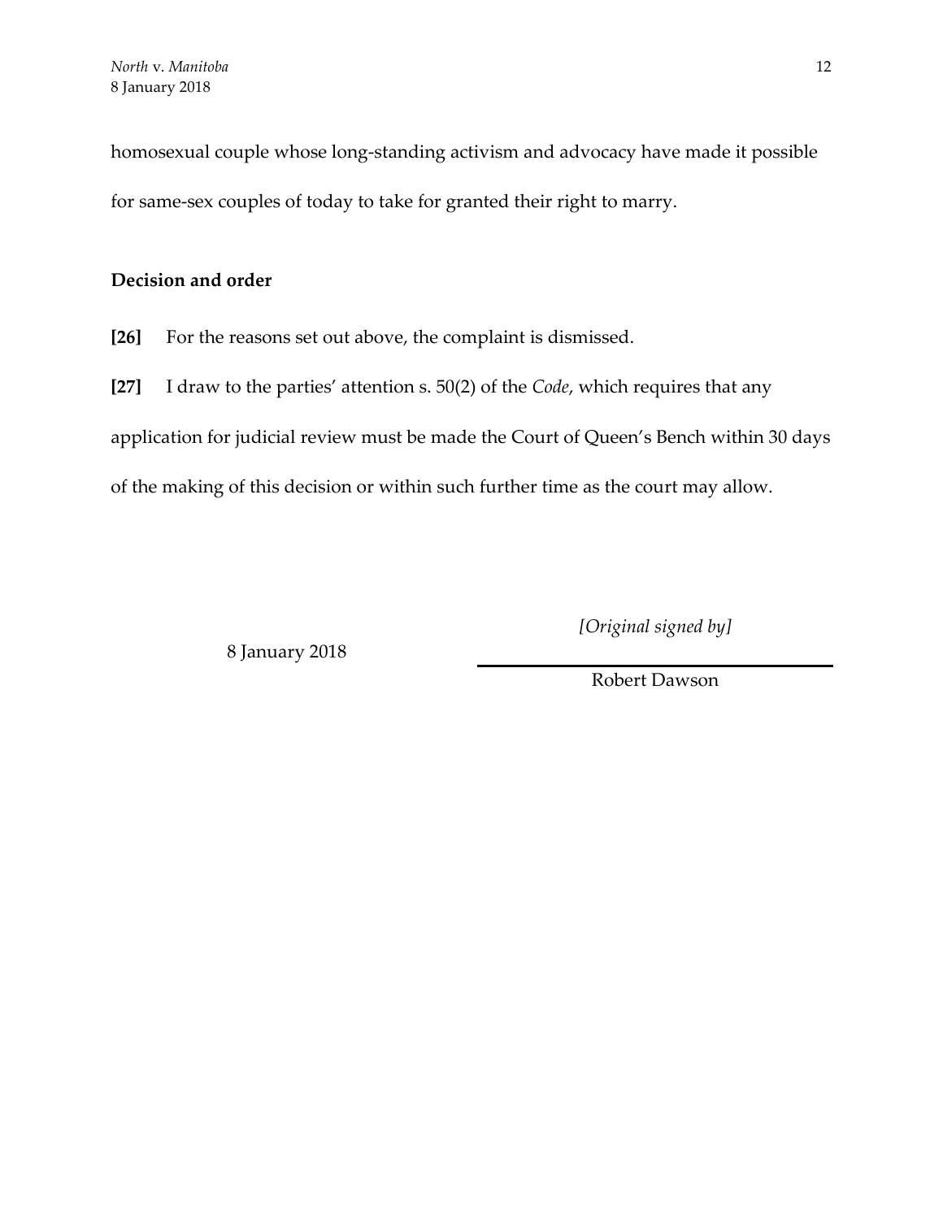homosexual couple whose long-standing activism and advocacy have made it possible for same-sex couples of today to take for granted their right to marry.

## Decision and order

**[26]** For the reasons set out above, the complaint is dismissed.

**[27]** I draw to the parties' attention s. 50(2) of the *Code*, which requires that any application for judicial review must be made the Court of Queen's Bench within 30 days of the making of this decision or within such further time as the court may allow.

8 January 2018

*[Original signed by]*

Robert Dawson